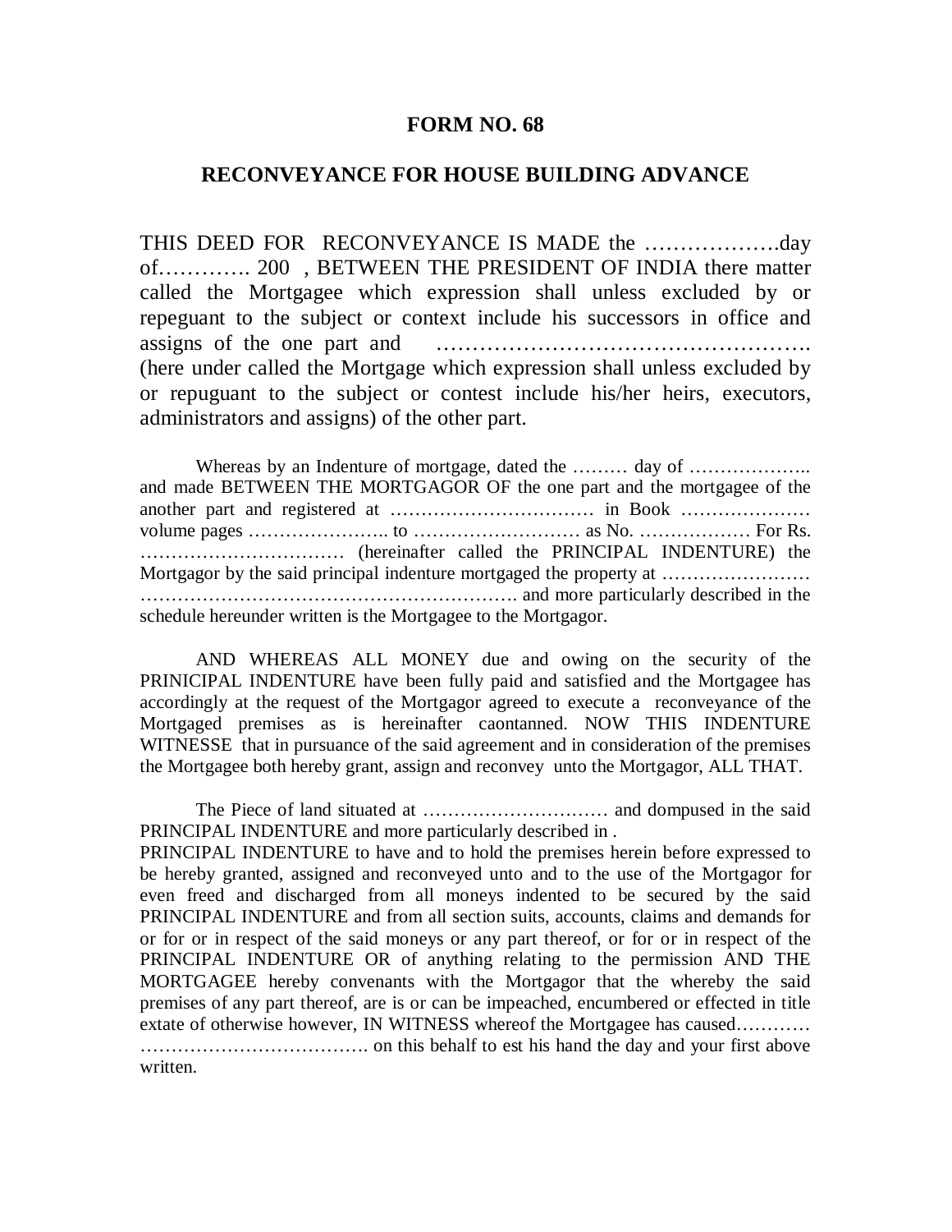# FORM NO. 68

## RECONVEYANCE FOR HOUSE BUILDING ADVANCE

THIS DEED FOR RECONVEYANCE IS MADE the ……………….day of…………. 200 , BETWEEN THE PRESIDENT OF INDIA there matter called the Mortgagee which expression shall unless excluded by or repeguant to the subject or context include his successors in office and assigns of the one part and ……………………………………………. (here under called the Mortgage which expression shall unless excluded by or repuguant to the subject or contest include his/her heirs, executors, administrators and assigns) of the other part.

Whereas by an Indenture of mortgage, dated the ……… day of ……………….. and made BETWEEN THE MORTGAGOR OF the one part and the mortgagee of the another part and registered at …………………………… in Book ………………… volume pages ………………….. to ……………………… as No. ……………… For Rs. …………………………… (hereinafter called the PRINCIPAL INDENTURE) the Mortgagor by the said principal indenture mortgaged the property at …………………… ……………………………………………………. and more particularly described in the schedule hereunder written is the Mortgagee to the Mortgagor.

AND WHEREAS ALL MONEY due and owing on the security of the PRINICIPAL INDENTURE have been fully paid and satisfied and the Mortgagee has accordingly at the request of the Mortgagor agreed to execute a reconveyance of the Mortgaged premises as is hereinafter caontanned. NOW THIS INDENTURE WITNESSE that in pursuance of the said agreement and in consideration of the premises the Mortgagee both hereby grant, assign and reconvey unto the Mortgagor, ALL THAT.

The Piece of land situated at ………………………… and dompused in the said PRINCIPAL INDENTURE and more particularly described in .
PRINCIPAL INDENTURE to have and to hold the premises herein before expressed to be hereby granted, assigned and reconveyed unto and to the use of the Mortgagor for even freed and discharged from all moneys indented to be secured by the said PRINCIPAL INDENTURE and from all section suits, accounts, claims and demands for or for or in respect of the said moneys or any part thereof, or for or in respect of the PRINCIPAL INDENTURE OR of anything relating to the permission AND THE MORTGAGEE hereby convenants with the Mortgagor that the whereby the said premises of any part thereof, are is or can be impeached, encumbered or effected in title extate of otherwise however, IN WITNESS whereof the Mortgagee has caused………… ………………………………. on this behalf to est his hand the day and your first above written.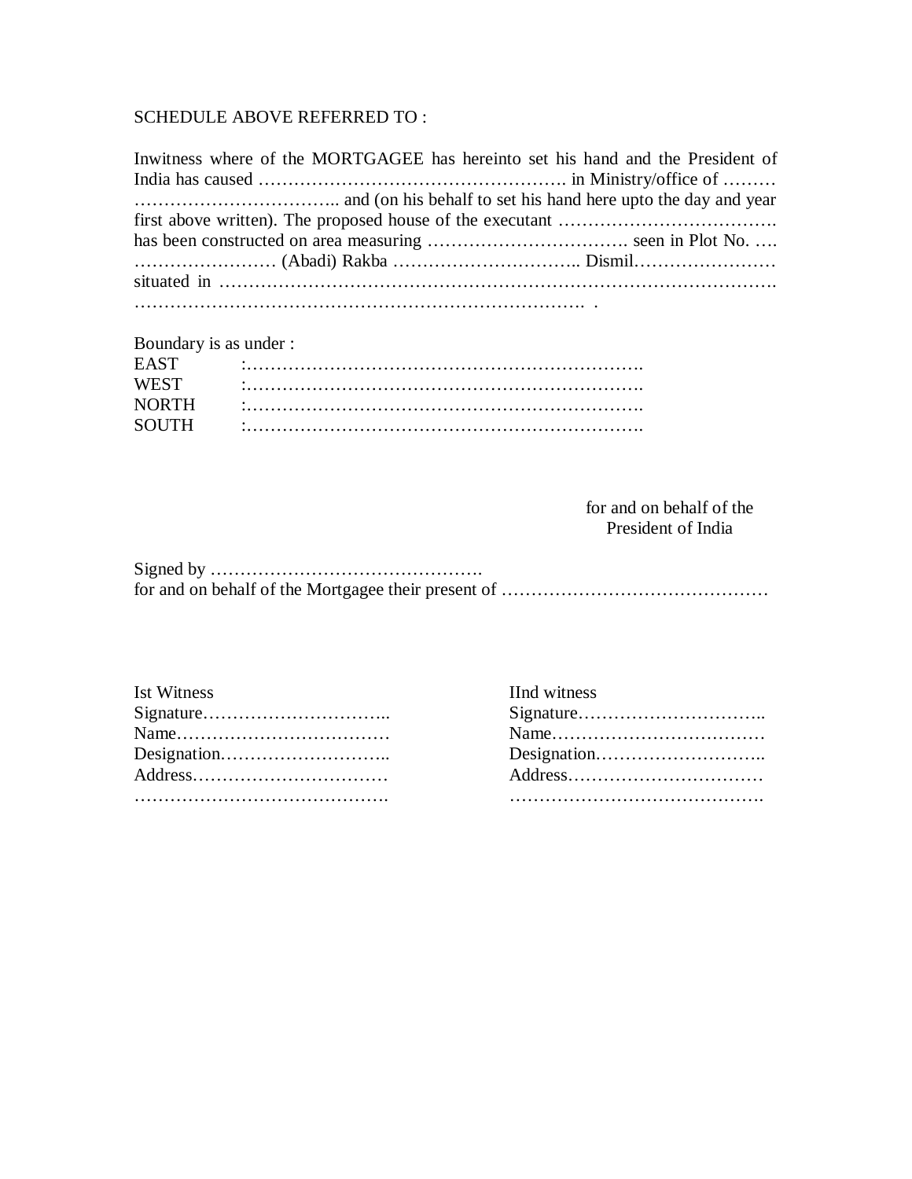SCHEDULE ABOVE REFERRED TO :

Inwitness where of the MORTGAGEE has hereinto set his hand and the President of India has caused ……………………………………………. in Ministry/office of ……… …………………………….. and (on his behalf to set his hand here upto the day and year first above written). The proposed house of the executant ………………………………. has been constructed on area measuring ……………………………. seen in Plot No. …. …………………… (Abadi) Rakba ………………………….. Dismil…………………… situated in ………………………………………………………………………………. ………………………………………………………………….  .

Boundary is as under :

| | |
|---|---|
| EAST | :…………………………………………………………. |
| WEST | :…………………………………………………………. |
| NORTH | :…………………………………………………………. |
| SOUTH | :…………………………………………………………. |

for and on behalf of the
President of India

Signed by ……………………………………….
for and on behalf of the Mortgagee their present of ………………………………………

| Ist Witness | IInd witness |
|---|---|
| Signature………………………….. | Signature………………………….. |
| Name……………………………… | Name……………………………… |
| Designation……………………….. | Designation……………………….. |
| Address…………………………… | Address…………………………… |
| ……………………………………. | ……………………………………. |